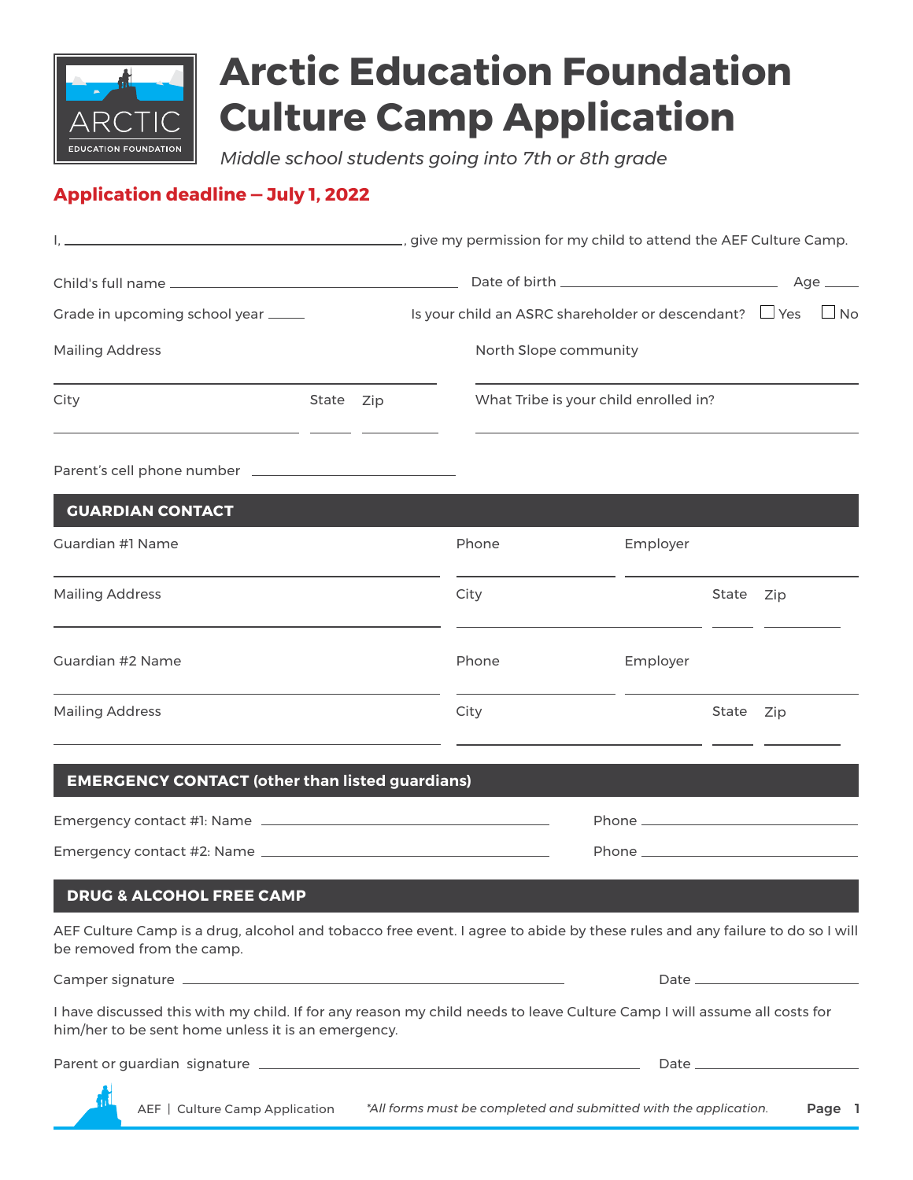# Arctic Education Foundation Culture Camp Application

*Middle school students going into 7th or 8th grade*

**Application deadline – July 1, 2022**

I, ______________________________, give my permission for my child to attend the AEF Culture Camp.

Child's full name ______________________ Date of birth ______________________ Age ____

Grade in upcoming school year ____ Is your child an ASRC shareholder or descendant? ☐ Yes ☐ No

Mailing Address ______________________ North Slope community ______________________

City ____________ State ____ Zip ____ What Tribe is your child enrolled in? ______________________

Parent's cell phone number ______________________

## GUARDIAN CONTACT

Guardian #1 Name ______________________ Phone ____________ Employer ____________

Mailing Address ______________________ City ____________ State ____ Zip ____

Guardian #2 Name ______________________ Phone ____________ Employer ____________

Mailing Address ______________________ City ____________ State ____ Zip ____

## EMERGENCY CONTACT (other than listed guardians)

Emergency contact #1: Name ______________________ Phone ____________

Emergency contact #2: Name ______________________ Phone ____________

## DRUG & ALCOHOL FREE CAMP

AEF Culture Camp is a drug, alcohol and tobacco free event. I agree to abide by these rules and any failure to do so I will be removed from the camp.

Camper signature ______________________ Date ____________

I have discussed this with my child. If for any reason my child needs to leave Culture Camp I will assume all costs for him/her to be sent home unless it is an emergency.

Parent or guardian signature ______________________ Date ____________

*All forms must be completed and submitted with the application.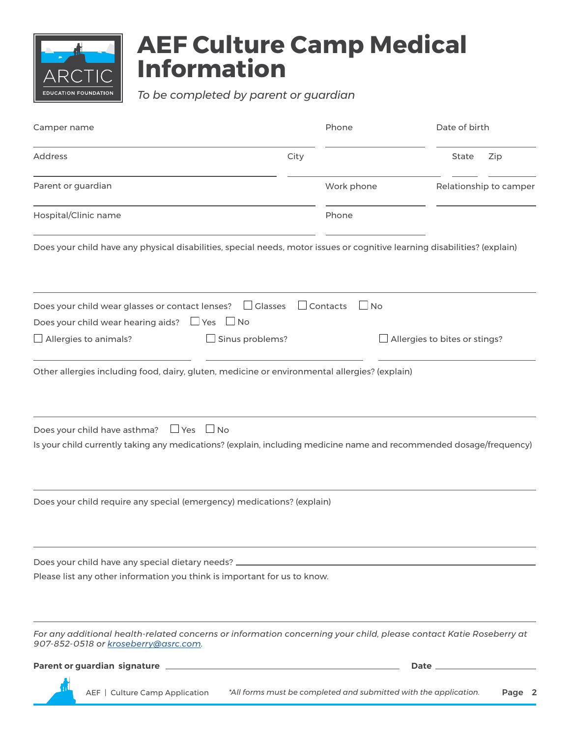# AEF Culture Camp Medical Information

*To be completed by parent or guardian*

Camper name ______________________ Phone ______________ Date of birth ______________

Address ______________________ City ______________ State ______ Zip ______

Parent or guardian ______________________ Work phone ______________ Relationship to camper ______________

Hospital/Clinic name ______________________ Phone ______________

Does your child have any physical disabilities, special needs, motor issues or cognitive learning disabilities? (explain)

______________________________________________________________________

Does your child wear glasses or contact lenses? ☐ Glasses ☐ Contacts ☐ No

Does your child wear hearing aids? ☐ Yes ☐ No

☐ Allergies to animals? ______________ ☐ Sinus problems? ______________ ☐ Allergies to bites or stings? ______________

Other allergies including food, dairy, gluten, medicine or environmental allergies? (explain)

______________________________________________________________________

Does your child have asthma? ☐ Yes ☐ No

Is your child currently taking any medications? (explain, including medicine name and recommended dosage/frequency)

______________________________________________________________________

Does your child require any special (emergency) medications? (explain)

______________________________________________________________________

Does your child have any special dietary needs? ______________________________________

Please list any other information you think is important for us to know.

______________________________________________________________________

*For any additional health-related concerns or information concerning your child, please contact Katie Roseberry at 907-852-0518 or [kroseberry@asrc.com](mailto:kroseberry@asrc.com).*

**Parent or guardian signature** ______________________________ **Date** ______________

AEF | Culture Camp Application *\*All forms must be completed and submitted with the application.*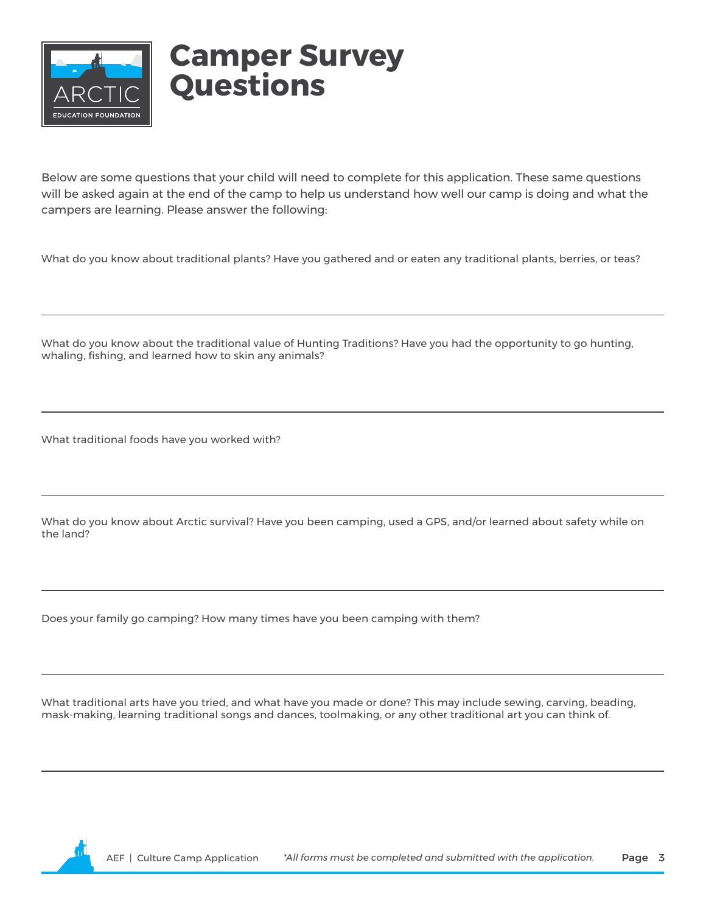# Camper Survey Questions

Below are some questions that your child will need to complete for this application. These same questions will be asked again at the end of the camp to help us understand how well our camp is doing and what the campers are learning. Please answer the following:

What do you know about traditional plants? Have you gathered and or eaten any traditional plants, berries, or teas?

---

What do you know about the traditional value of Hunting Traditions? Have you had the opportunity to go hunting, whaling, fishing, and learned how to skin any animals?

---

What traditional foods have you worked with?

---

What do you know about Arctic survival? Have you been camping, used a GPS, and/or learned about safety while on the land?

---

Does your family go camping? How many times have you been camping with them?

---

What traditional arts have you tried, and what have you made or done? This may include sewing, carving, beading, mask-making, learning traditional songs and dances, toolmaking, or any other traditional art you can think of.

---

*\*All forms must be completed and submitted with the application.*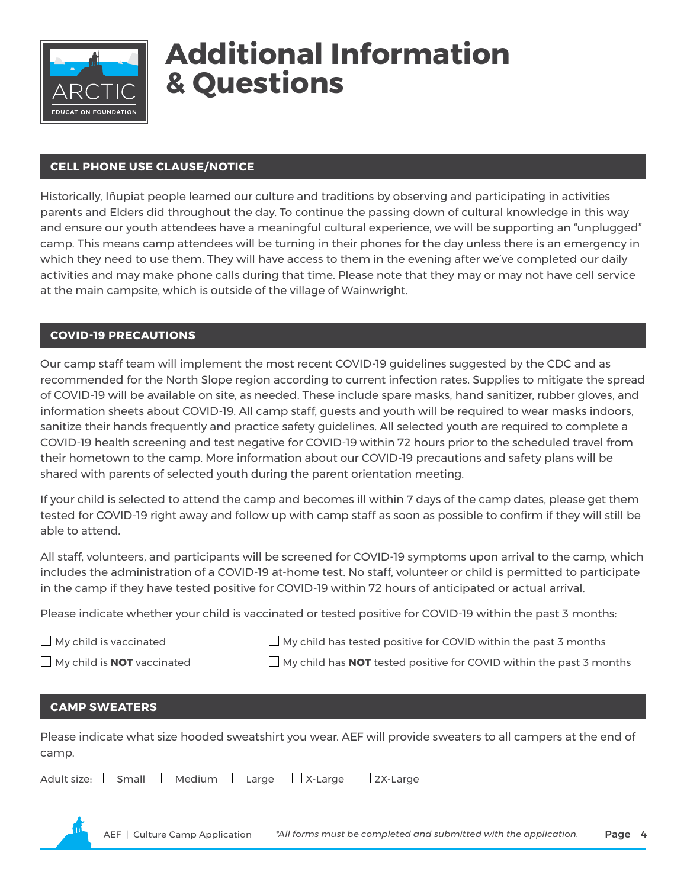# Additional Information & Questions

## CELL PHONE USE CLAUSE/NOTICE

Historically, Iñupiat people learned our culture and traditions by observing and participating in activities parents and Elders did throughout the day. To continue the passing down of cultural knowledge in this way and ensure our youth attendees have a meaningful cultural experience, we will be supporting an "unplugged" camp. This means camp attendees will be turning in their phones for the day unless there is an emergency in which they need to use them. They will have access to them in the evening after we've completed our daily activities and may make phone calls during that time. Please note that they may or may not have cell service at the main campsite, which is outside of the village of Wainwright.

## COVID-19 PRECAUTIONS

Our camp staff team will implement the most recent COVID-19 guidelines suggested by the CDC and as recommended for the North Slope region according to current infection rates. Supplies to mitigate the spread of COVID-19 will be available on site, as needed. These include spare masks, hand sanitizer, rubber gloves, and information sheets about COVID-19. All camp staff, guests and youth will be required to wear masks indoors, sanitize their hands frequently and practice safety guidelines. All selected youth are required to complete a COVID-19 health screening and test negative for COVID-19 within 72 hours prior to the scheduled travel from their hometown to the camp. More information about our COVID-19 precautions and safety plans will be shared with parents of selected youth during the parent orientation meeting.

If your child is selected to attend the camp and becomes ill within 7 days of the camp dates, please get them tested for COVID-19 right away and follow up with camp staff as soon as possible to confirm if they will still be able to attend.

All staff, volunteers, and participants will be screened for COVID-19 symptoms upon arrival to the camp, which includes the administration of a COVID-19 at-home test. No staff, volunteer or child is permitted to participate in the camp if they have tested positive for COVID-19 within 72 hours of anticipated or actual arrival.

Please indicate whether your child is vaccinated or tested positive for COVID-19 within the past 3 months:

- ☐ My child is vaccinated
- ☐ My child is **NOT** vaccinated
- ☐ My child has tested positive for COVID within the past 3 months
- ☐ My child has **NOT** tested positive for COVID within the past 3 months

## CAMP SWEATERS

Please indicate what size hooded sweatshirt you wear. AEF will provide sweaters to all campers at the end of camp.

Adult size: ☐ Small ☐ Medium ☐ Large ☐ X-Large ☐ 2X-Large

*All forms must be completed and submitted with the application.